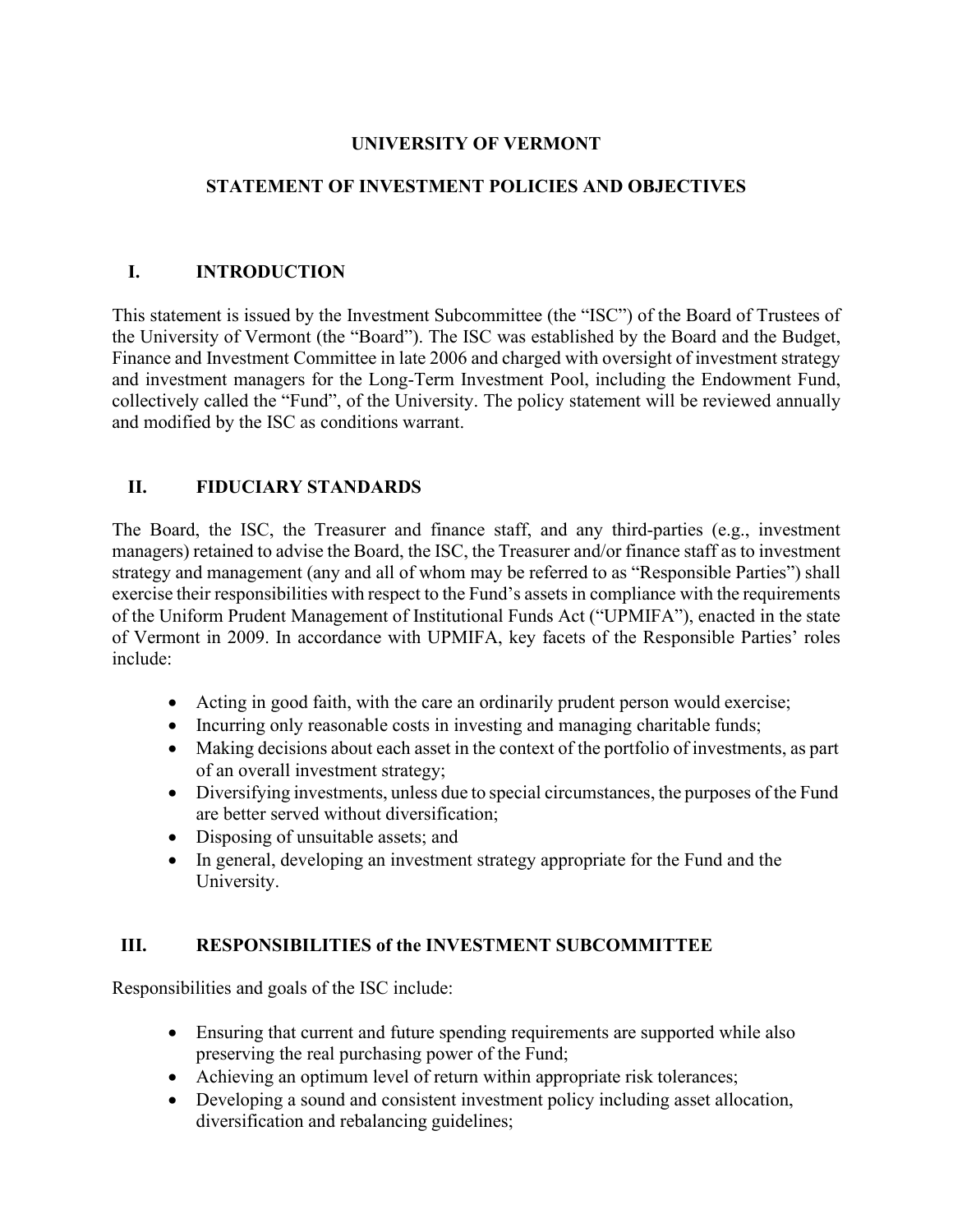# UNIVERSITY OF VERMONT

# STATEMENT OF INVESTMENT POLICIES AND OBJECTIVES

## I. INTRODUCTION

This statement is issued by the Investment Subcommittee (the "ISC") of the Board of Trustees of the University of Vermont (the "Board"). The ISC was established by the Board and the Budget, Finance and Investment Committee in late 2006 and charged with oversight of investment strategy and investment managers for the Long-Term Investment Pool, including the Endowment Fund, collectively called the "Fund", of the University. The policy statement will be reviewed annually and modified by the ISC as conditions warrant.

## II. FIDUCIARY STANDARDS

The Board, the ISC, the Treasurer and finance staff, and any third-parties (e.g., investment managers) retained to advise the Board, the ISC, the Treasurer and/or finance staff as to investment strategy and management (any and all of whom may be referred to as "Responsible Parties") shall exercise their responsibilities with respect to the Fund's assets in compliance with the requirements of the Uniform Prudent Management of Institutional Funds Act ("UPMIFA"), enacted in the state of Vermont in 2009. In accordance with UPMIFA, key facets of the Responsible Parties' roles include:

- Acting in good faith, with the care an ordinarily prudent person would exercise;
- Incurring only reasonable costs in investing and managing charitable funds;
- Making decisions about each asset in the context of the portfolio of investments, as part of an overall investment strategy;
- Diversifying investments, unless due to special circumstances, the purposes of the Fund are better served without diversification;
- Disposing of unsuitable assets; and
- In general, developing an investment strategy appropriate for the Fund and the University.

## III. RESPONSIBILITIES of the INVESTMENT SUBCOMMITTEE

Responsibilities and goals of the ISC include:

- Ensuring that current and future spending requirements are supported while also preserving the real purchasing power of the Fund;
- Achieving an optimum level of return within appropriate risk tolerances;
- Developing a sound and consistent investment policy including asset allocation, diversification and rebalancing guidelines;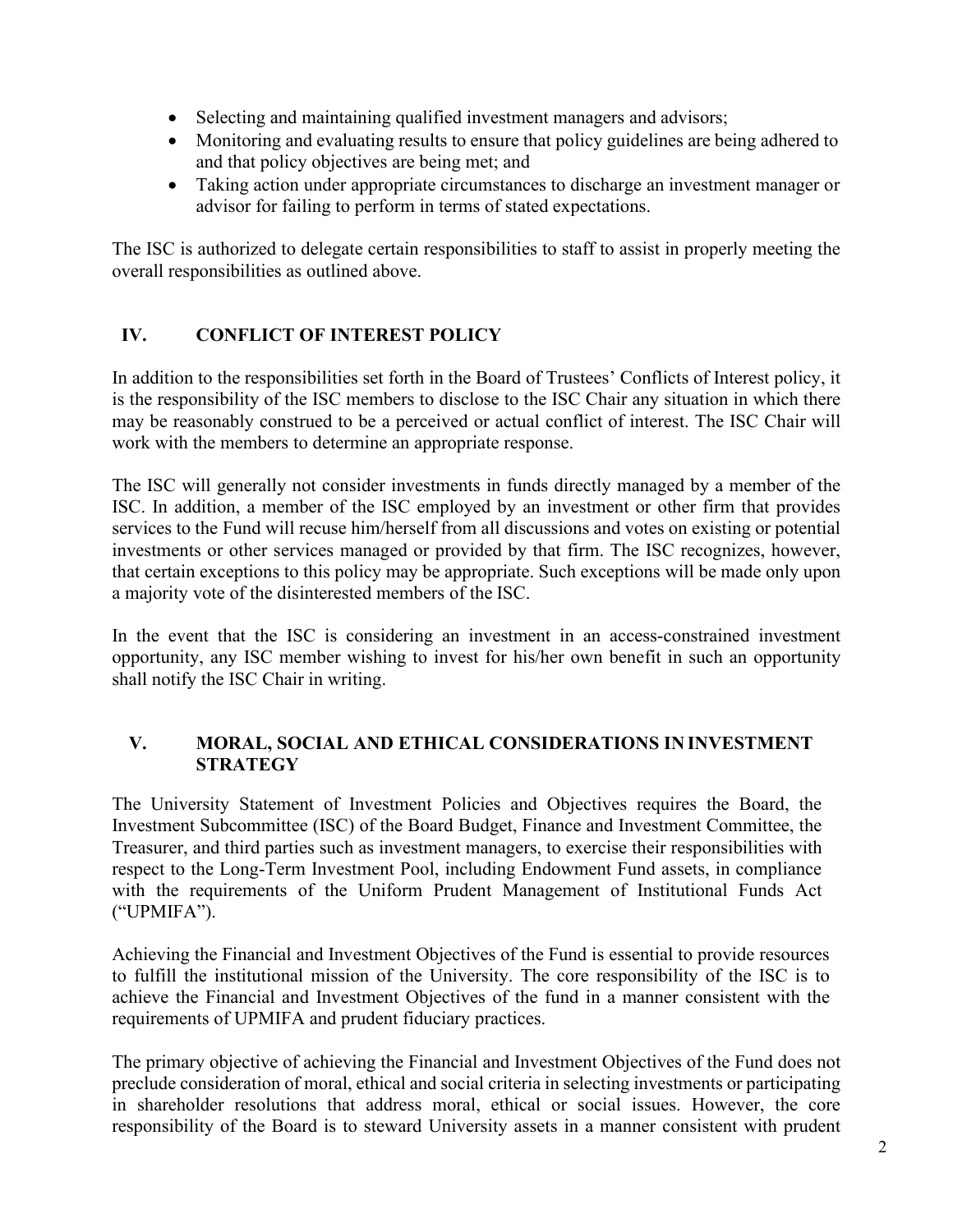- Selecting and maintaining qualified investment managers and advisors;
- Monitoring and evaluating results to ensure that policy guidelines are being adhered to and that policy objectives are being met; and
- Taking action under appropriate circumstances to discharge an investment manager or advisor for failing to perform in terms of stated expectations.

The ISC is authorized to delegate certain responsibilities to staff to assist in properly meeting the overall responsibilities as outlined above.

## IV. CONFLICT OF INTEREST POLICY

In addition to the responsibilities set forth in the Board of Trustees' Conflicts of Interest policy, it is the responsibility of the ISC members to disclose to the ISC Chair any situation in which there may be reasonably construed to be a perceived or actual conflict of interest. The ISC Chair will work with the members to determine an appropriate response.

The ISC will generally not consider investments in funds directly managed by a member of the ISC. In addition, a member of the ISC employed by an investment or other firm that provides services to the Fund will recuse him/herself from all discussions and votes on existing or potential investments or other services managed or provided by that firm. The ISC recognizes, however, that certain exceptions to this policy may be appropriate. Such exceptions will be made only upon a majority vote of the disinterested members of the ISC.

In the event that the ISC is considering an investment in an access-constrained investment opportunity, any ISC member wishing to invest for his/her own benefit in such an opportunity shall notify the ISC Chair in writing.

## V. MORAL, SOCIAL AND ETHICAL CONSIDERATIONS IN INVESTMENT STRATEGY

The University Statement of Investment Policies and Objectives requires the Board, the Investment Subcommittee (ISC) of the Board Budget, Finance and Investment Committee, the Treasurer, and third parties such as investment managers, to exercise their responsibilities with respect to the Long-Term Investment Pool, including Endowment Fund assets, in compliance with the requirements of the Uniform Prudent Management of Institutional Funds Act ("UPMIFA").

Achieving the Financial and Investment Objectives of the Fund is essential to provide resources to fulfill the institutional mission of the University. The core responsibility of the ISC is to achieve the Financial and Investment Objectives of the fund in a manner consistent with the requirements of UPMIFA and prudent fiduciary practices.

The primary objective of achieving the Financial and Investment Objectives of the Fund does not preclude consideration of moral, ethical and social criteria in selecting investments or participating in shareholder resolutions that address moral, ethical or social issues. However, the core responsibility of the Board is to steward University assets in a manner consistent with prudent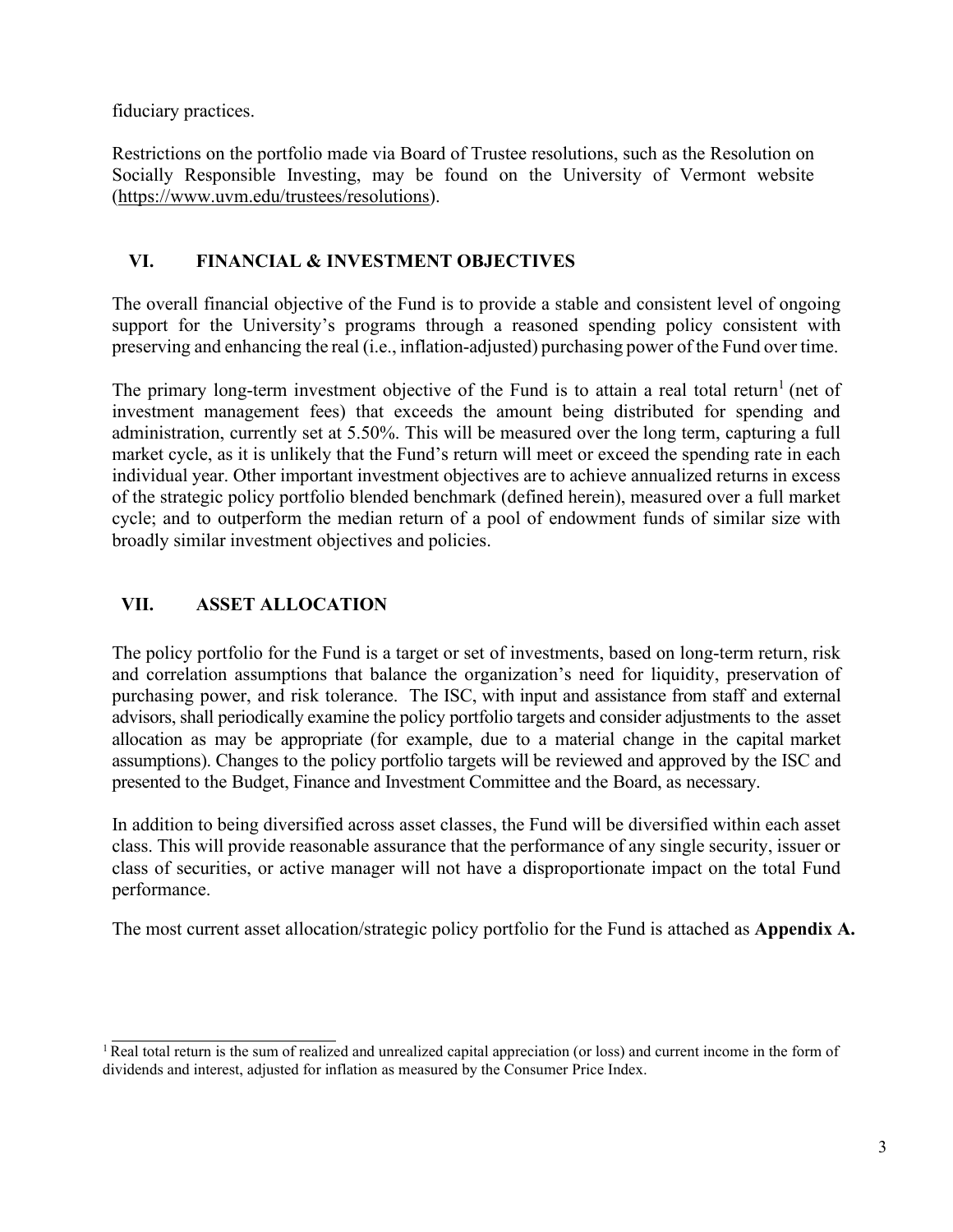fiduciary practices.

Restrictions on the portfolio made via Board of Trustee resolutions, such as the Resolution on Socially Responsible Investing, may be found on the University of Vermont website (https://www.uvm.edu/trustees/resolutions).

## VI. FINANCIAL & INVESTMENT OBJECTIVES

The overall financial objective of the Fund is to provide a stable and consistent level of ongoing support for the University's programs through a reasoned spending policy consistent with preserving and enhancing the real (i.e., inflation-adjusted) purchasing power of the Fund over time.

The primary long-term investment objective of the Fund is to attain a real total return[1] (net of investment management fees) that exceeds the amount being distributed for spending and administration, currently set at 5.50%. This will be measured over the long term, capturing a full market cycle, as it is unlikely that the Fund's return will meet or exceed the spending rate in each individual year. Other important investment objectives are to achieve annualized returns in excess of the strategic policy portfolio blended benchmark (defined herein), measured over a full market cycle; and to outperform the median return of a pool of endowment funds of similar size with broadly similar investment objectives and policies.

## VII. ASSET ALLOCATION

The policy portfolio for the Fund is a target or set of investments, based on long-term return, risk and correlation assumptions that balance the organization's need for liquidity, preservation of purchasing power, and risk tolerance. The ISC, with input and assistance from staff and external advisors, shall periodically examine the policy portfolio targets and consider adjustments to the asset allocation as may be appropriate (for example, due to a material change in the capital market assumptions). Changes to the policy portfolio targets will be reviewed and approved by the ISC and presented to the Budget, Finance and Investment Committee and the Board, as necessary.

In addition to being diversified across asset classes, the Fund will be diversified within each asset class. This will provide reasonable assurance that the performance of any single security, issuer or class of securities, or active manager will not have a disproportionate impact on the total Fund performance.

The most current asset allocation/strategic policy portfolio for the Fund is attached as **Appendix A.**

---

[1] Real total return is the sum of realized and unrealized capital appreciation (or loss) and current income in the form of dividends and interest, adjusted for inflation as measured by the Consumer Price Index.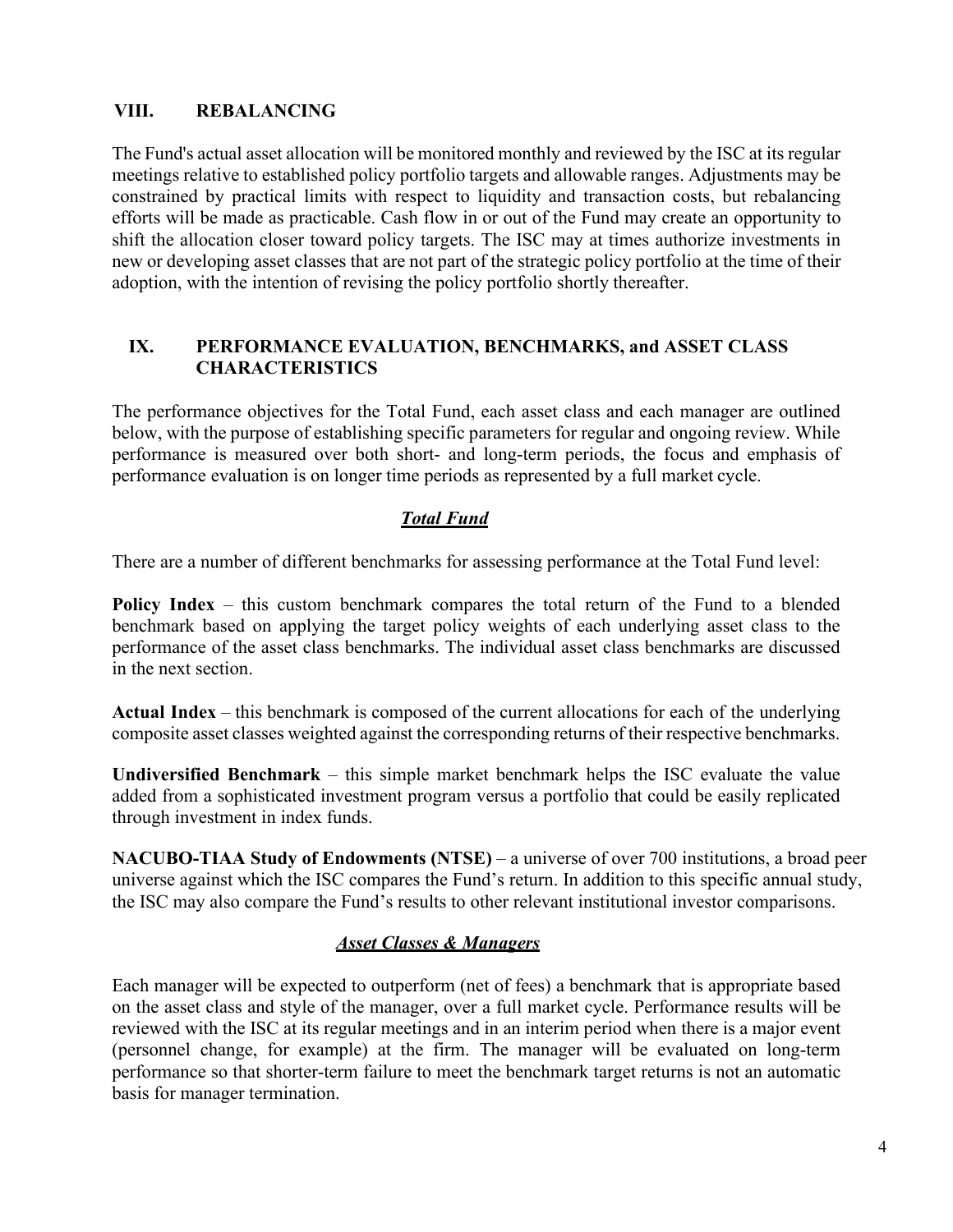## VIII. REBALANCING

The Fund's actual asset allocation will be monitored monthly and reviewed by the ISC at its regular meetings relative to established policy portfolio targets and allowable ranges. Adjustments may be constrained by practical limits with respect to liquidity and transaction costs, but rebalancing efforts will be made as practicable. Cash flow in or out of the Fund may create an opportunity to shift the allocation closer toward policy targets. The ISC may at times authorize investments in new or developing asset classes that are not part of the strategic policy portfolio at the time of their adoption, with the intention of revising the policy portfolio shortly thereafter.

## IX. PERFORMANCE EVALUATION, BENCHMARKS, and ASSET CLASS CHARACTERISTICS

The performance objectives for the Total Fund, each asset class and each manager are outlined below, with the purpose of establishing specific parameters for regular and ongoing review. While performance is measured over both short- and long-term periods, the focus and emphasis of performance evaluation is on longer time periods as represented by a full market cycle.

### *Total Fund*

There are a number of different benchmarks for assessing performance at the Total Fund level:

**Policy Index** – this custom benchmark compares the total return of the Fund to a blended benchmark based on applying the target policy weights of each underlying asset class to the performance of the asset class benchmarks. The individual asset class benchmarks are discussed in the next section.

**Actual Index** – this benchmark is composed of the current allocations for each of the underlying composite asset classes weighted against the corresponding returns of their respective benchmarks.

**Undiversified Benchmark** – this simple market benchmark helps the ISC evaluate the value added from a sophisticated investment program versus a portfolio that could be easily replicated through investment in index funds.

**NACUBO-TIAA Study of Endowments (NTSE)** – a universe of over 700 institutions, a broad peer universe against which the ISC compares the Fund's return. In addition to this specific annual study, the ISC may also compare the Fund's results to other relevant institutional investor comparisons.

### *Asset Classes & Managers*

Each manager will be expected to outperform (net of fees) a benchmark that is appropriate based on the asset class and style of the manager, over a full market cycle. Performance results will be reviewed with the ISC at its regular meetings and in an interim period when there is a major event (personnel change, for example) at the firm. The manager will be evaluated on long-term performance so that shorter-term failure to meet the benchmark target returns is not an automatic basis for manager termination.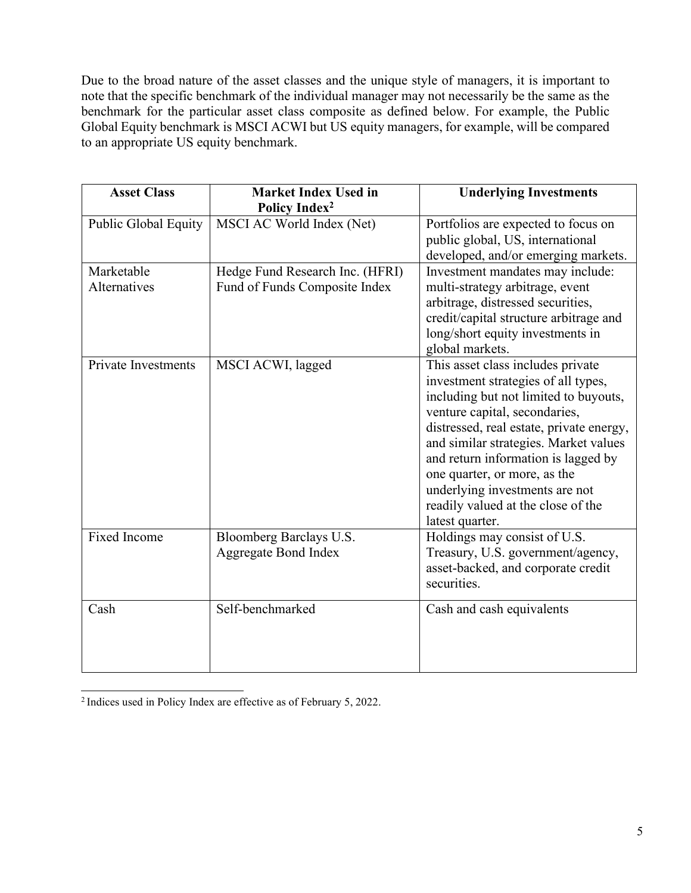Due to the broad nature of the asset classes and the unique style of managers, it is important to note that the specific benchmark of the individual manager may not necessarily be the same as the benchmark for the particular asset class composite as defined below. For example, the Public Global Equity benchmark is MSCI ACWI but US equity managers, for example, will be compared to an appropriate US equity benchmark.

| Asset Class | Market Index Used in Policy Index[2] | Underlying Investments |
|---|---|---|
| Public Global Equity | MSCI AC World Index (Net) | Portfolios are expected to focus on public global, US, international developed, and/or emerging markets. |
| Marketable Alternatives | Hedge Fund Research Inc. (HFRI) Fund of Funds Composite Index | Investment mandates may include: multi-strategy arbitrage, event arbitrage, distressed securities, credit/capital structure arbitrage and long/short equity investments in global markets. |
| Private Investments | MSCI ACWI, lagged | This asset class includes private investment strategies of all types, including but not limited to buyouts, venture capital, secondaries, distressed, real estate, private energy, and similar strategies. Market values and return information is lagged by one quarter, or more, as the underlying investments are not readily valued at the close of the latest quarter. |
| Fixed Income | Bloomberg Barclays U.S. Aggregate Bond Index | Holdings may consist of U.S. Treasury, U.S. government/agency, asset-backed, and corporate credit securities. |
| Cash | Self-benchmarked | Cash and cash equivalents |

[2] Indices used in Policy Index are effective as of February 5, 2022.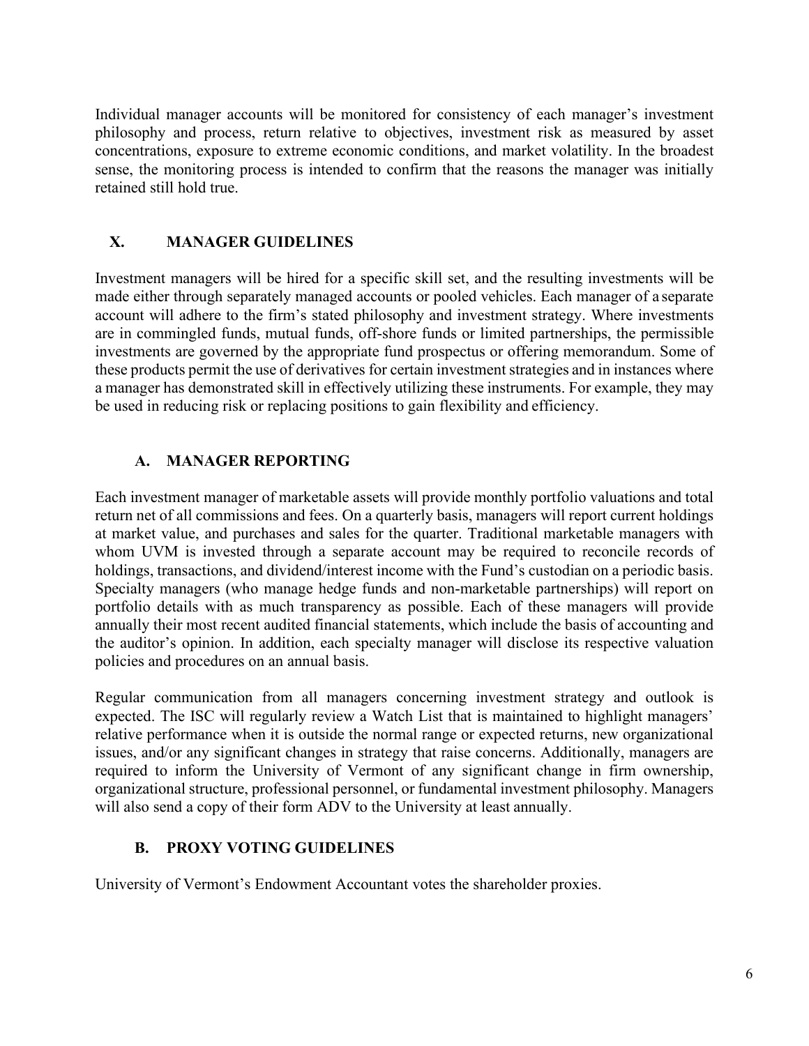Individual manager accounts will be monitored for consistency of each manager's investment philosophy and process, return relative to objectives, investment risk as measured by asset concentrations, exposure to extreme economic conditions, and market volatility. In the broadest sense, the monitoring process is intended to confirm that the reasons the manager was initially retained still hold true.

## X. MANAGER GUIDELINES

Investment managers will be hired for a specific skill set, and the resulting investments will be made either through separately managed accounts or pooled vehicles. Each manager of a separate account will adhere to the firm's stated philosophy and investment strategy. Where investments are in commingled funds, mutual funds, off-shore funds or limited partnerships, the permissible investments are governed by the appropriate fund prospectus or offering memorandum. Some of these products permit the use of derivatives for certain investment strategies and in instances where a manager has demonstrated skill in effectively utilizing these instruments. For example, they may be used in reducing risk or replacing positions to gain flexibility and efficiency.

### A. MANAGER REPORTING

Each investment manager of marketable assets will provide monthly portfolio valuations and total return net of all commissions and fees. On a quarterly basis, managers will report current holdings at market value, and purchases and sales for the quarter. Traditional marketable managers with whom UVM is invested through a separate account may be required to reconcile records of holdings, transactions, and dividend/interest income with the Fund's custodian on a periodic basis. Specialty managers (who manage hedge funds and non-marketable partnerships) will report on portfolio details with as much transparency as possible. Each of these managers will provide annually their most recent audited financial statements, which include the basis of accounting and the auditor's opinion. In addition, each specialty manager will disclose its respective valuation policies and procedures on an annual basis.

Regular communication from all managers concerning investment strategy and outlook is expected. The ISC will regularly review a Watch List that is maintained to highlight managers' relative performance when it is outside the normal range or expected returns, new organizational issues, and/or any significant changes in strategy that raise concerns. Additionally, managers are required to inform the University of Vermont of any significant change in firm ownership, organizational structure, professional personnel, or fundamental investment philosophy. Managers will also send a copy of their form ADV to the University at least annually.

### B. PROXY VOTING GUIDELINES

University of Vermont's Endowment Accountant votes the shareholder proxies.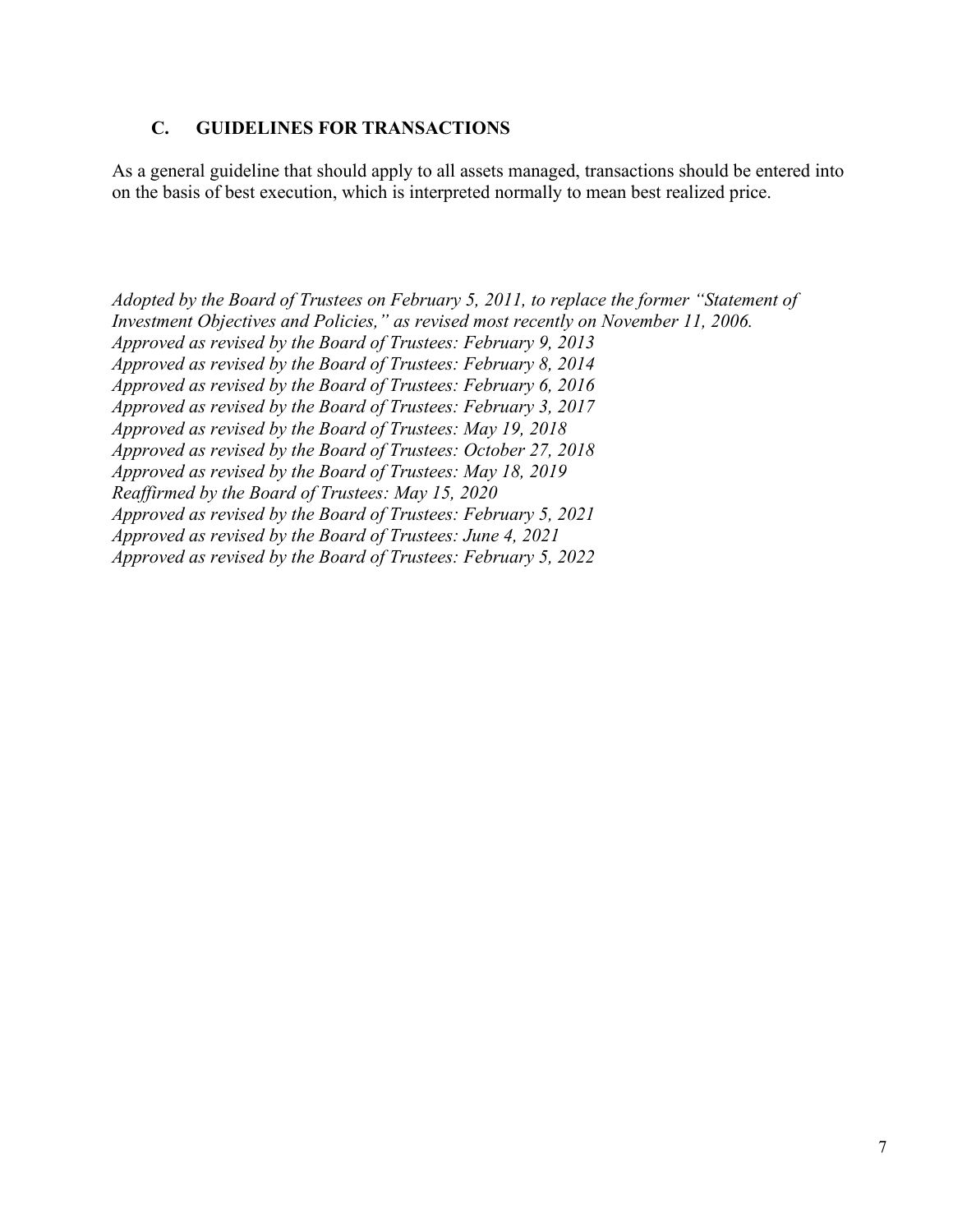## C. GUIDELINES FOR TRANSACTIONS

As a general guideline that should apply to all assets managed, transactions should be entered into on the basis of best execution, which is interpreted normally to mean best realized price.

*Adopted by the Board of Trustees on February 5, 2011, to replace the former "Statement of Investment Objectives and Policies," as revised most recently on November 11, 2006.*
*Approved as revised by the Board of Trustees: February 9, 2013*
*Approved as revised by the Board of Trustees: February 8, 2014*
*Approved as revised by the Board of Trustees: February 6, 2016*
*Approved as revised by the Board of Trustees: February 3, 2017*
*Approved as revised by the Board of Trustees: May 19, 2018*
*Approved as revised by the Board of Trustees: October 27, 2018*
*Approved as revised by the Board of Trustees: May 18, 2019*
*Reaffirmed by the Board of Trustees: May 15, 2020*
*Approved as revised by the Board of Trustees: February 5, 2021*
*Approved as revised by the Board of Trustees: June 4, 2021*
*Approved as revised by the Board of Trustees: February 5, 2022*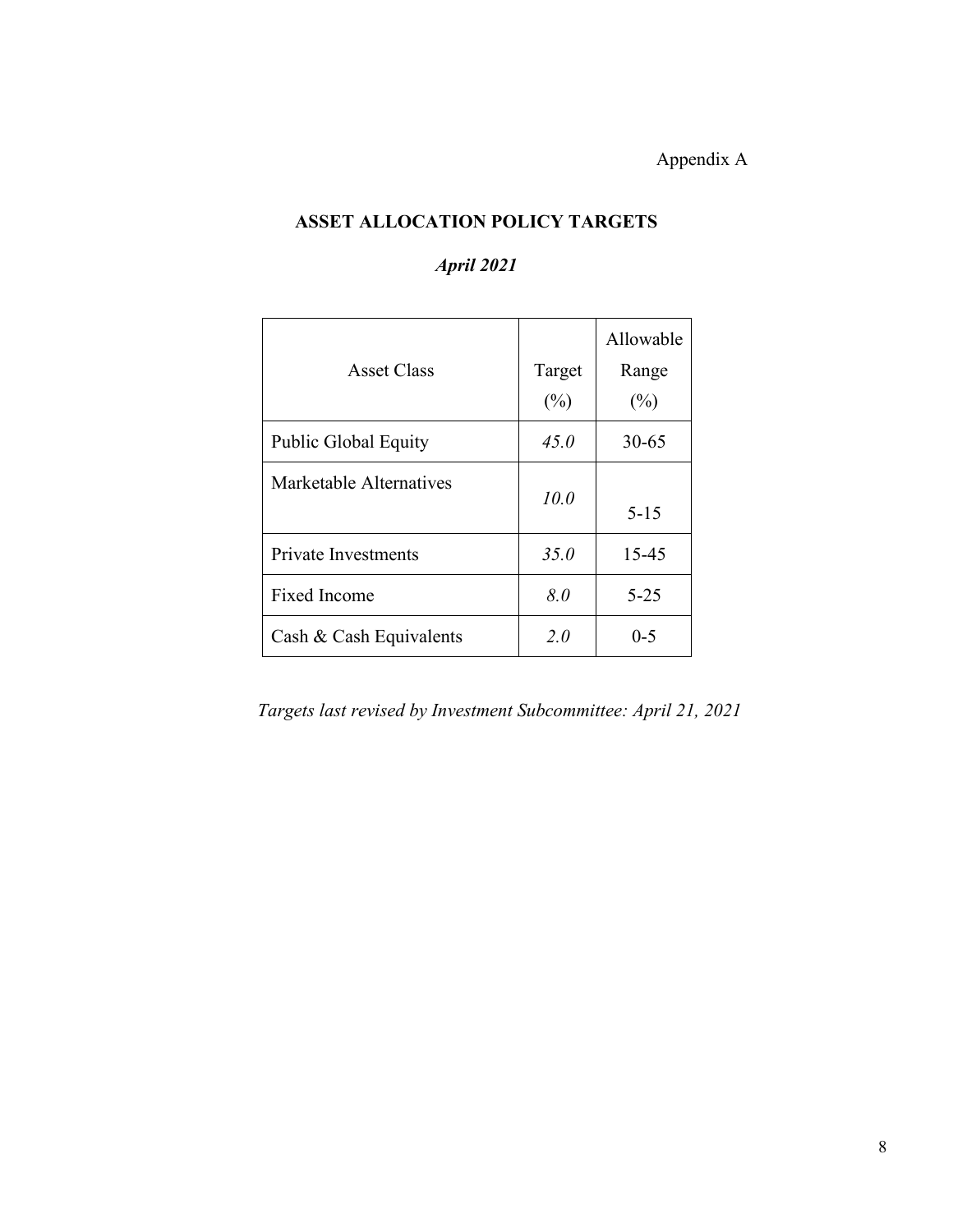Appendix A

## ASSET ALLOCATION POLICY TARGETS

***April 2021***

| Asset Class | Target (%) | Allowable Range (%) |
|---|---|---|
| Public Global Equity | *45.0* | 30-65 |
| Marketable Alternatives | *10.0* | 5-15 |
| Private Investments | *35.0* | 15-45 |
| Fixed Income | *8.0* | 5-25 |
| Cash & Cash Equivalents | *2.0* | 0-5 |

*Targets last revised by Investment Subcommittee: April 21, 2021*